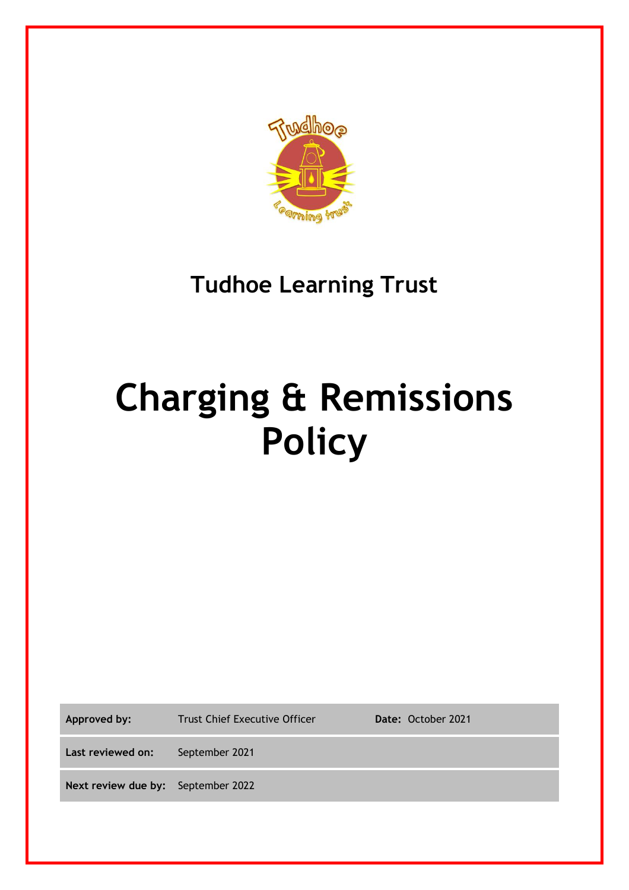## Tudhoe Learning Trust

# Charging & Remissions Policy

| | | | |
|---|---|---|---|
| **Approved by:** | Trust Chief Executive Officer | **Date:** October 2021 | |
| **Last reviewed on:** | September 2021 | | |
| **Next review due by:** | September 2022 | | |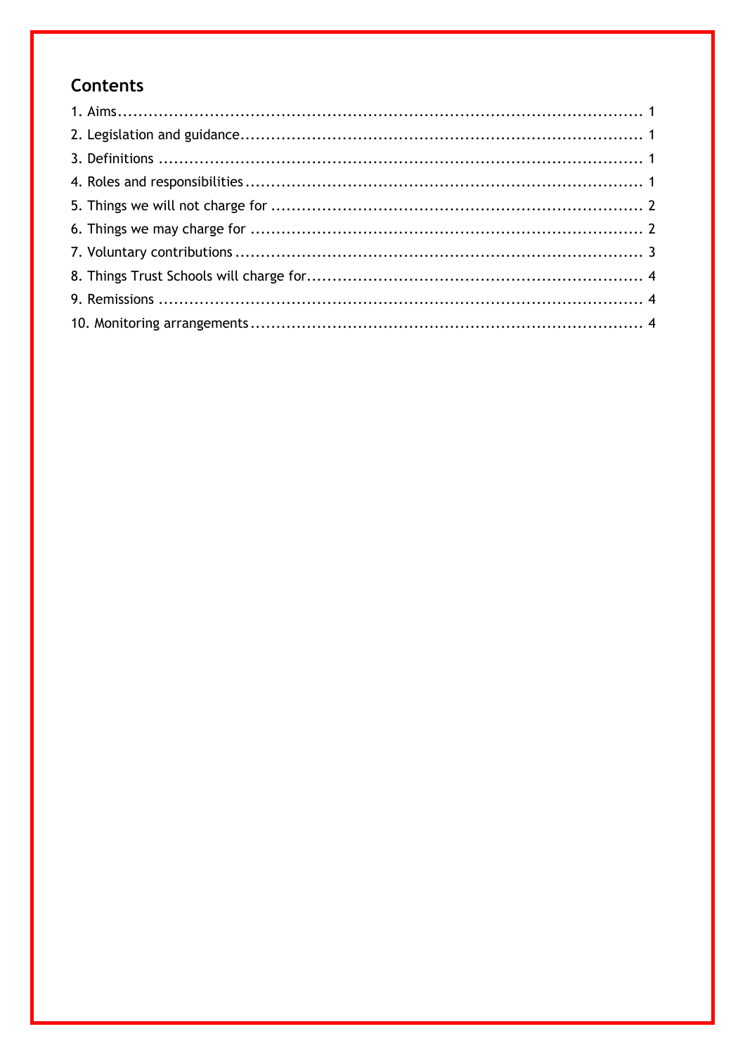## Contents

1. Aims ........................................................................................................ 1
2. Legislation and guidance ........................................................................ 1
3. Definitions ............................................................................................. 1
4. Roles and responsibilities ........................................................................ 1
5. Things we will not charge for .................................................................. 2
6. Things we may charge for ....................................................................... 2
7. Voluntary contributions ........................................................................... 3
8. Things Trust Schools will charge for ......................................................... 4
9. Remissions .............................................................................................. 4
10. Monitoring arrangements ........................................................................ 4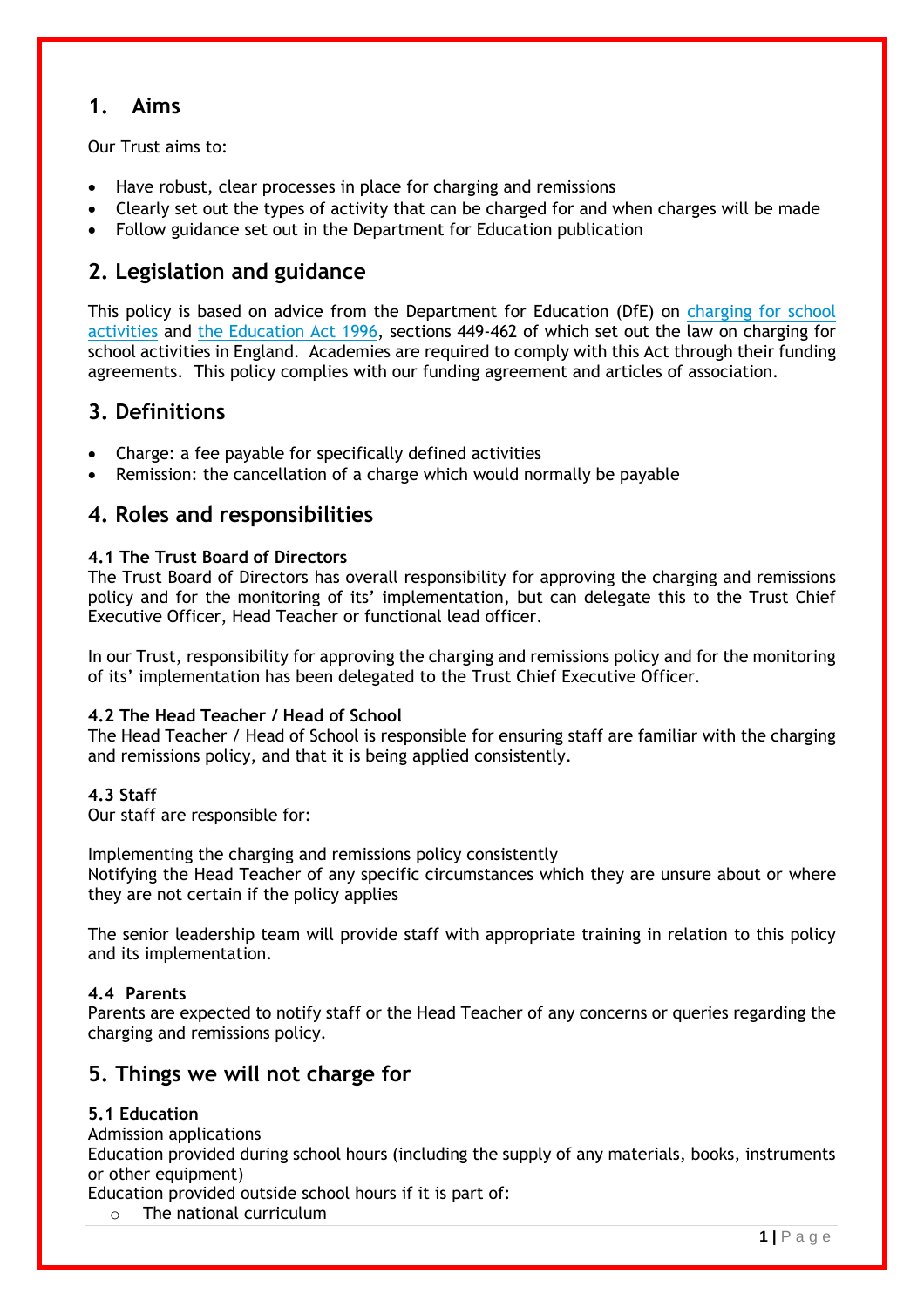## 1. Aims

Our Trust aims to:

- Have robust, clear processes in place for charging and remissions
- Clearly set out the types of activity that can be charged for and when charges will be made
- Follow guidance set out in the Department for Education publication

## 2. Legislation and guidance

This policy is based on advice from the Department for Education (DfE) on [charging for school activities](#) and [the Education Act 1996](#), sections 449-462 of which set out the law on charging for school activities in England. Academies are required to comply with this Act through their funding agreements. This policy complies with our funding agreement and articles of association.

## 3. Definitions

- Charge: a fee payable for specifically defined activities
- Remission: the cancellation of a charge which would normally be payable

## 4. Roles and responsibilities

**4.1 The Trust Board of Directors**

The Trust Board of Directors has overall responsibility for approving the charging and remissions policy and for the monitoring of its' implementation, but can delegate this to the Trust Chief Executive Officer, Head Teacher or functional lead officer.

In our Trust, responsibility for approving the charging and remissions policy and for the monitoring of its' implementation has been delegated to the Trust Chief Executive Officer.

**4.2 The Head Teacher / Head of School**

The Head Teacher / Head of School is responsible for ensuring staff are familiar with the charging and remissions policy, and that it is being applied consistently.

**4.3 Staff**

Our staff are responsible for:

Implementing the charging and remissions policy consistently

Notifying the Head Teacher of any specific circumstances which they are unsure about or where they are not certain if the policy applies

The senior leadership team will provide staff with appropriate training in relation to this policy and its implementation.

**4.4 Parents**

Parents are expected to notify staff or the Head Teacher of any concerns or queries regarding the charging and remissions policy.

## 5. Things we will not charge for

**5.1 Education**

Admission applications

Education provided during school hours (including the supply of any materials, books, instruments or other equipment)

Education provided outside school hours if it is part of:

- The national curriculum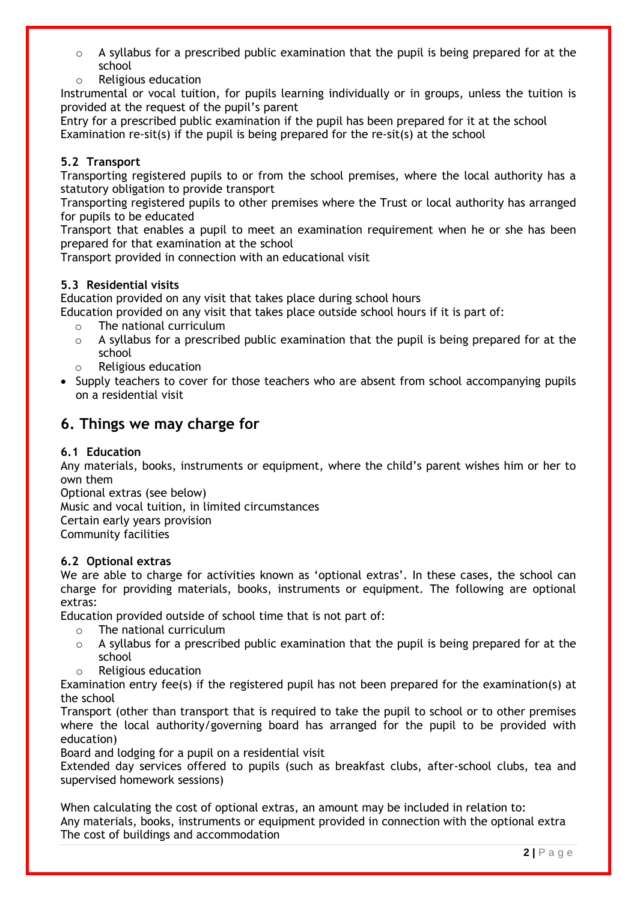- A syllabus for a prescribed public examination that the pupil is being prepared for at the school
- Religious education

Instrumental or vocal tuition, for pupils learning individually or in groups, unless the tuition is provided at the request of the pupil's parent

Entry for a prescribed public examination if the pupil has been prepared for it at the school

Examination re-sit(s) if the pupil is being prepared for the re-sit(s) at the school

### 5.2 Transport

Transporting registered pupils to or from the school premises, where the local authority has a statutory obligation to provide transport

Transporting registered pupils to other premises where the Trust or local authority has arranged for pupils to be educated

Transport that enables a pupil to meet an examination requirement when he or she has been prepared for that examination at the school

Transport provided in connection with an educational visit

### 5.3 Residential visits

Education provided on any visit that takes place during school hours

Education provided on any visit that takes place outside school hours if it is part of:

- The national curriculum
- A syllabus for a prescribed public examination that the pupil is being prepared for at the school
- Religious education

- Supply teachers to cover for those teachers who are absent from school accompanying pupils on a residential visit

## 6. Things we may charge for

### 6.1 Education

Any materials, books, instruments or equipment, where the child's parent wishes him or her to own them

Optional extras (see below)

Music and vocal tuition, in limited circumstances

Certain early years provision

Community facilities

### 6.2 Optional extras

We are able to charge for activities known as 'optional extras'. In these cases, the school can charge for providing materials, books, instruments or equipment. The following are optional extras:

Education provided outside of school time that is not part of:

- The national curriculum
- A syllabus for a prescribed public examination that the pupil is being prepared for at the school
- Religious education

Examination entry fee(s) if the registered pupil has not been prepared for the examination(s) at the school

Transport (other than transport that is required to take the pupil to school or to other premises where the local authority/governing board has arranged for the pupil to be provided with education)

Board and lodging for a pupil on a residential visit

Extended day services offered to pupils (such as breakfast clubs, after-school clubs, tea and supervised homework sessions)

When calculating the cost of optional extras, an amount may be included in relation to:

Any materials, books, instruments or equipment provided in connection with the optional extra

The cost of buildings and accommodation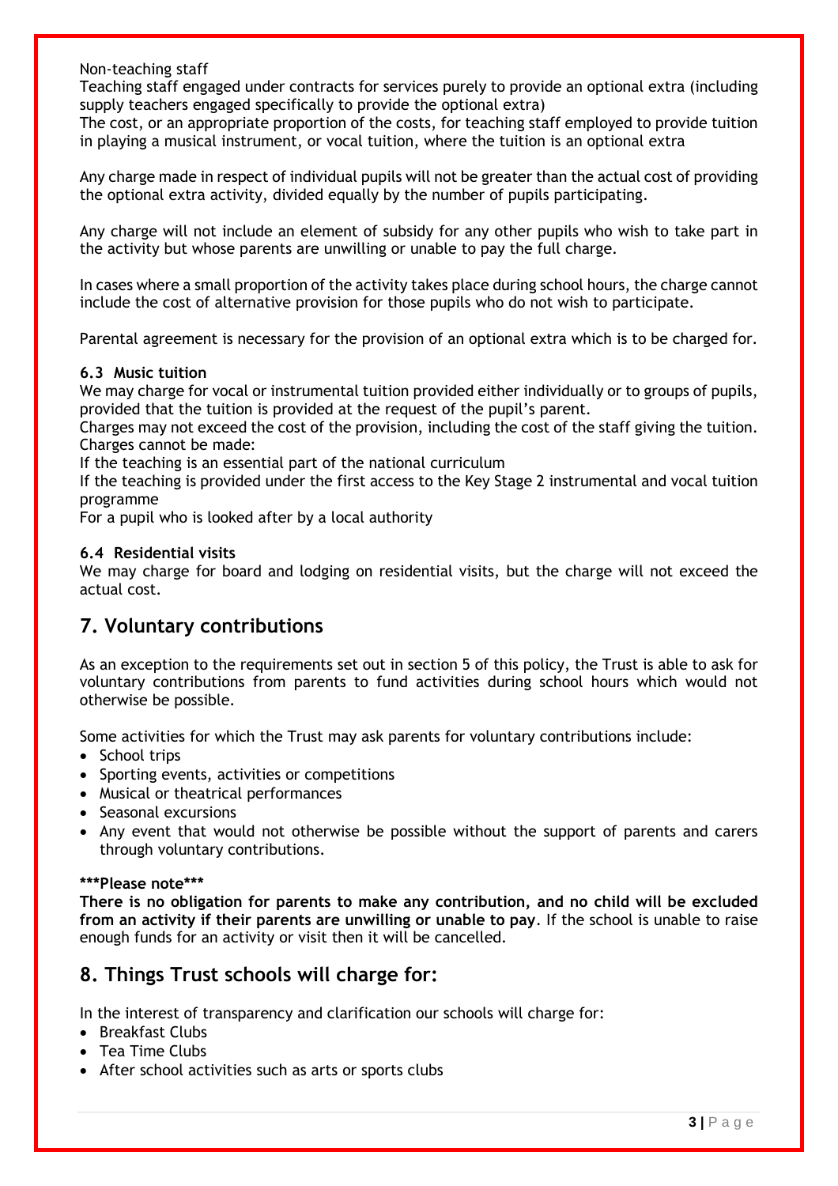Non-teaching staff

Teaching staff engaged under contracts for services purely to provide an optional extra (including supply teachers engaged specifically to provide the optional extra)

The cost, or an appropriate proportion of the costs, for teaching staff employed to provide tuition in playing a musical instrument, or vocal tuition, where the tuition is an optional extra

Any charge made in respect of individual pupils will not be greater than the actual cost of providing the optional extra activity, divided equally by the number of pupils participating.

Any charge will not include an element of subsidy for any other pupils who wish to take part in the activity but whose parents are unwilling or unable to pay the full charge.

In cases where a small proportion of the activity takes place during school hours, the charge cannot include the cost of alternative provision for those pupils who do not wish to participate.

Parental agreement is necessary for the provision of an optional extra which is to be charged for.

### 6.3 Music tuition

We may charge for vocal or instrumental tuition provided either individually or to groups of pupils, provided that the tuition is provided at the request of the pupil's parent.

Charges may not exceed the cost of the provision, including the cost of the staff giving the tuition.

Charges cannot be made:

If the teaching is an essential part of the national curriculum

If the teaching is provided under the first access to the Key Stage 2 instrumental and vocal tuition programme

For a pupil who is looked after by a local authority

### 6.4 Residential visits

We may charge for board and lodging on residential visits, but the charge will not exceed the actual cost.

## 7. Voluntary contributions

As an exception to the requirements set out in section 5 of this policy, the Trust is able to ask for voluntary contributions from parents to fund activities during school hours which would not otherwise be possible.

Some activities for which the Trust may ask parents for voluntary contributions include:

- School trips
- Sporting events, activities or competitions
- Musical or theatrical performances
- Seasonal excursions
- Any event that would not otherwise be possible without the support of parents and carers through voluntary contributions.

**\*\*\*Please note\*\*\***

**There is no obligation for parents to make any contribution, and no child will be excluded from an activity if their parents are unwilling or unable to pay**. If the school is unable to raise enough funds for an activity or visit then it will be cancelled.

## 8. Things Trust schools will charge for:

In the interest of transparency and clarification our schools will charge for:

- Breakfast Clubs
- Tea Time Clubs
- After school activities such as arts or sports clubs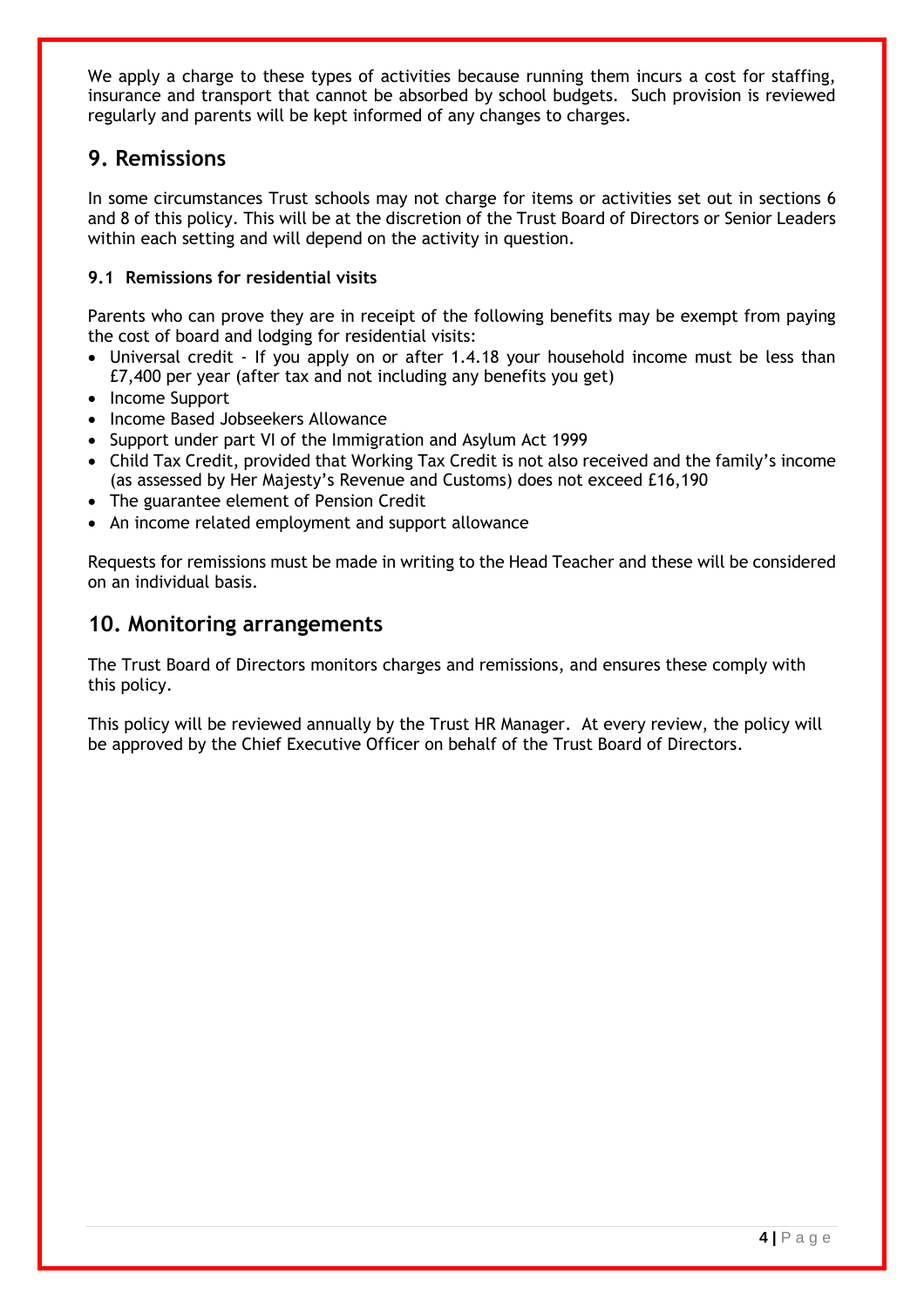We apply a charge to these types of activities because running them incurs a cost for staffing, insurance and transport that cannot be absorbed by school budgets. Such provision is reviewed regularly and parents will be kept informed of any changes to charges.

## 9. Remissions

In some circumstances Trust schools may not charge for items or activities set out in sections 6 and 8 of this policy. This will be at the discretion of the Trust Board of Directors or Senior Leaders within each setting and will depend on the activity in question.

### 9.1 Remissions for residential visits

Parents who can prove they are in receipt of the following benefits may be exempt from paying the cost of board and lodging for residential visits:

- Universal credit - If you apply on or after 1.4.18 your household income must be less than £7,400 per year (after tax and not including any benefits you get)
- Income Support
- Income Based Jobseekers Allowance
- Support under part VI of the Immigration and Asylum Act 1999
- Child Tax Credit, provided that Working Tax Credit is not also received and the family's income (as assessed by Her Majesty's Revenue and Customs) does not exceed £16,190
- The guarantee element of Pension Credit
- An income related employment and support allowance

Requests for remissions must be made in writing to the Head Teacher and these will be considered on an individual basis.

## 10. Monitoring arrangements

The Trust Board of Directors monitors charges and remissions, and ensures these comply with this policy.

This policy will be reviewed annually by the Trust HR Manager. At every review, the policy will be approved by the Chief Executive Officer on behalf of the Trust Board of Directors.